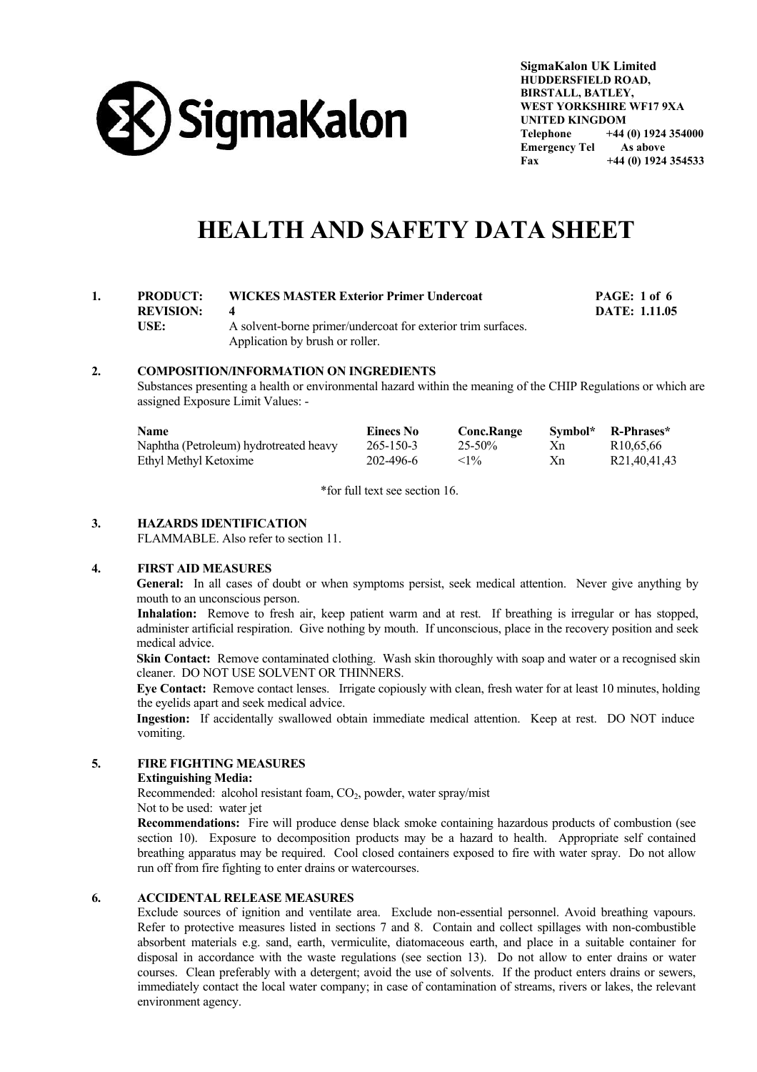SigmaKalon

**SigmaKalon UK Limited**
**HUDDERSFIELD ROAD,**
**BIRSTALL, BATLEY,**
**WEST YORKSHIRE WF17 9XA**
**UNITED KINGDOM**
**Telephone** +44 (0) 1924 354000
**Emergency Tel** As above
**Fax** +44 (0) 1924 354533

# HEALTH AND SAFETY DATA SHEET

## 1. PRODUCT: WICKES MASTER Exterior Primer Undercoat

**PAGE:** 1 of 6
**REVISION:** 4
**DATE:** 1.11.05
**USE:** A solvent-borne primer/undercoat for exterior trim surfaces. Application by brush or roller.

## 2. COMPOSITION/INFORMATION ON INGREDIENTS

Substances presenting a health or environmental hazard within the meaning of the CHIP Regulations or which are assigned Exposure Limit Values: -

| Name | Einecs No | Conc.Range | Symbol* | R-Phrases* |
|---|---|---|---|---|
| Naphtha (Petroleum) hydrotreated heavy | 265-150-3 | 25-50% | Xn | R10,65,66 |
| Ethyl Methyl Ketoxime | 202-496-6 | <1% | Xn | R21,40,41,43 |

*for full text see section 16.

## 3. HAZARDS IDENTIFICATION

FLAMMABLE. Also refer to section 11.

## 4. FIRST AID MEASURES

**General:** In all cases of doubt or when symptoms persist, seek medical attention. Never give anything by mouth to an unconscious person.

**Inhalation:** Remove to fresh air, keep patient warm and at rest. If breathing is irregular or has stopped, administer artificial respiration. Give nothing by mouth. If unconscious, place in the recovery position and seek medical advice.

**Skin Contact:** Remove contaminated clothing. Wash skin thoroughly with soap and water or a recognised skin cleaner. DO NOT USE SOLVENT OR THINNERS.

**Eye Contact:** Remove contact lenses. Irrigate copiously with clean, fresh water for at least 10 minutes, holding the eyelids apart and seek medical advice.

**Ingestion:** If accidentally swallowed obtain immediate medical attention. Keep at rest. DO NOT induce vomiting.

## 5. FIRE FIGHTING MEASURES

**Extinguishing Media:**

Recommended: alcohol resistant foam, $CO_2$, powder, water spray/mist

Not to be used: water jet

**Recommendations:** Fire will produce dense black smoke containing hazardous products of combustion (see section 10). Exposure to decomposition products may be a hazard to health. Appropriate self contained breathing apparatus may be required. Cool closed containers exposed to fire with water spray. Do not allow run off from fire fighting to enter drains or watercourses.

## 6. ACCIDENTAL RELEASE MEASURES

Exclude sources of ignition and ventilate area. Exclude non-essential personnel. Avoid breathing vapours. Refer to protective measures listed in sections 7 and 8. Contain and collect spillages with non-combustible absorbent materials e.g. sand, earth, vermiculite, diatomaceous earth, and place in a suitable container for disposal in accordance with the waste regulations (see section 13). Do not allow to enter drains or water courses. Clean preferably with a detergent; avoid the use of solvents. If the product enters drains or sewers, immediately contact the local water company; in case of contamination of streams, rivers or lakes, the relevant environment agency.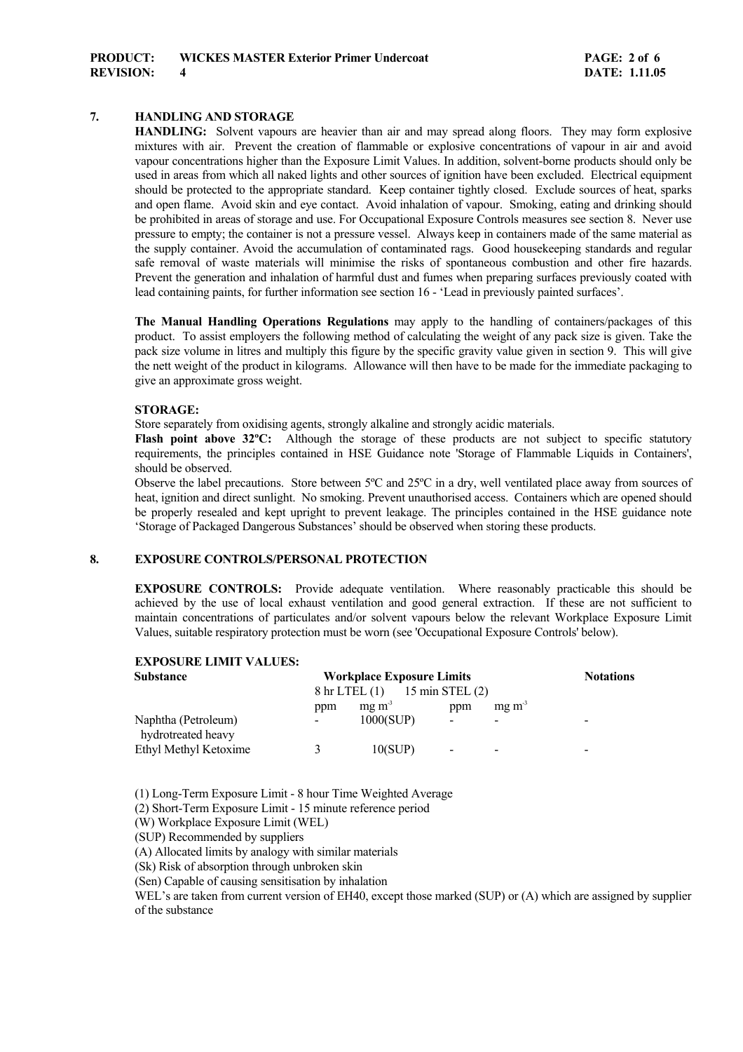## 7. HANDLING AND STORAGE

**HANDLING:** Solvent vapours are heavier than air and may spread along floors. They may form explosive mixtures with air. Prevent the creation of flammable or explosive concentrations of vapour in air and avoid vapour concentrations higher than the Exposure Limit Values. In addition, solvent-borne products should only be used in areas from which all naked lights and other sources of ignition have been excluded. Electrical equipment should be protected to the appropriate standard. Keep container tightly closed. Exclude sources of heat, sparks and open flame. Avoid skin and eye contact. Avoid inhalation of vapour. Smoking, eating and drinking should be prohibited in areas of storage and use. For Occupational Exposure Controls measures see section 8. Never use pressure to empty; the container is not a pressure vessel. Always keep in containers made of the same material as the supply container. Avoid the accumulation of contaminated rags. Good housekeeping standards and regular safe removal of waste materials will minimise the risks of spontaneous combustion and other fire hazards. Prevent the generation and inhalation of harmful dust and fumes when preparing surfaces previously coated with lead containing paints, for further information see section 16 - 'Lead in previously painted surfaces'.

**The Manual Handling Operations Regulations** may apply to the handling of containers/packages of this product. To assist employers the following method of calculating the weight of any pack size is given. Take the pack size volume in litres and multiply this figure by the specific gravity value given in section 9. This will give the nett weight of the product in kilograms. Allowance will then have to be made for the immediate packaging to give an approximate gross weight.

**STORAGE:**

Store separately from oxidising agents, strongly alkaline and strongly acidic materials.

**Flash point above 32ºC:** Although the storage of these products are not subject to specific statutory requirements, the principles contained in HSE Guidance note 'Storage of Flammable Liquids in Containers', should be observed.

Observe the label precautions. Store between 5ºC and 25ºC in a dry, well ventilated place away from sources of heat, ignition and direct sunlight. No smoking. Prevent unauthorised access. Containers which are opened should be properly resealed and kept upright to prevent leakage. The principles contained in the HSE guidance note 'Storage of Packaged Dangerous Substances' should be observed when storing these products.

## 8. EXPOSURE CONTROLS/PERSONAL PROTECTION

**EXPOSURE CONTROLS:** Provide adequate ventilation. Where reasonably practicable this should be achieved by the use of local exhaust ventilation and good general extraction. If these are not sufficient to maintain concentrations of particulates and/or solvent vapours below the relevant Workplace Exposure Limit Values, suitable respiratory protection must be worn (see 'Occupational Exposure Controls' below).

**EXPOSURE LIMIT VALUES:**

| Substance | Workplace Exposure Limits | | | | Notations |
|---|---|---|---|---|---|
| | 8 hr LTEL (1) | | 15 min STEL (2) | | |
| | ppm | mg $m^{-3}$ | ppm | mg $m^{-3}$ | |
| Naphtha (Petroleum) hydrotreated heavy | - | 1000(SUP) | - | - | - |
| Ethyl Methyl Ketoxime | 3 | 10(SUP) | - | - | - |

(1) Long-Term Exposure Limit - 8 hour Time Weighted Average
(2) Short-Term Exposure Limit - 15 minute reference period
(W) Workplace Exposure Limit (WEL)
(SUP) Recommended by suppliers
(A) Allocated limits by analogy with similar materials
(Sk) Risk of absorption through unbroken skin
(Sen) Capable of causing sensitisation by inhalation
WEL's are taken from current version of EH40, except those marked (SUP) or (A) which are assigned by supplier of the substance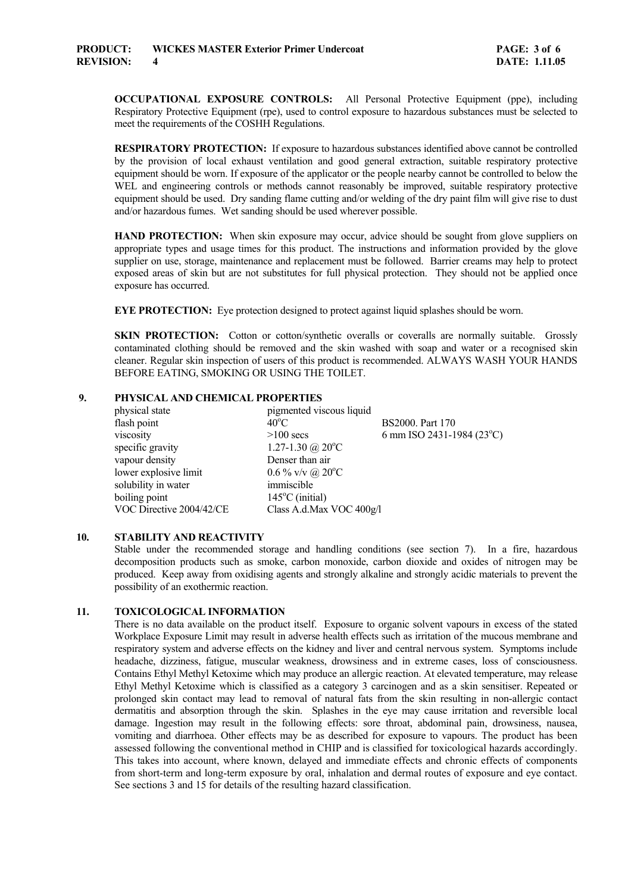**OCCUPATIONAL EXPOSURE CONTROLS:** All Personal Protective Equipment (ppe), including Respiratory Protective Equipment (rpe), used to control exposure to hazardous substances must be selected to meet the requirements of the COSHH Regulations.

**RESPIRATORY PROTECTION:** If exposure to hazardous substances identified above cannot be controlled by the provision of local exhaust ventilation and good general extraction, suitable respiratory protective equipment should be worn. If exposure of the applicator or the people nearby cannot be controlled to below the WEL and engineering controls or methods cannot reasonably be improved, suitable respiratory protective equipment should be used. Dry sanding flame cutting and/or welding of the dry paint film will give rise to dust and/or hazardous fumes. Wet sanding should be used wherever possible.

**HAND PROTECTION:** When skin exposure may occur, advice should be sought from glove suppliers on appropriate types and usage times for this product. The instructions and information provided by the glove supplier on use, storage, maintenance and replacement must be followed. Barrier creams may help to protect exposed areas of skin but are not substitutes for full physical protection. They should not be applied once exposure has occurred.

**EYE PROTECTION:** Eye protection designed to protect against liquid splashes should be worn.

**SKIN PROTECTION:** Cotton or cotton/synthetic overalls or coveralls are normally suitable. Grossly contaminated clothing should be removed and the skin washed with soap and water or a recognised skin cleaner. Regular skin inspection of users of this product is recommended. ALWAYS WASH YOUR HANDS BEFORE EATING, SMOKING OR USING THE TOILET.

## 9. PHYSICAL AND CHEMICAL PROPERTIES

| | | |
|---|---|---|
| physical state | pigmented viscous liquid | |
| flash point | 40°C | BS2000. Part 170 |
| viscosity | >100 secs | 6 mm ISO 2431-1984 (23°C) |
| specific gravity | 1.27-1.30 @ 20°C | |
| vapour density | Denser than air | |
| lower explosive limit | 0.6 % v/v @ 20°C | |
| solubility in water | immiscible | |
| boiling point | 145°C (initial) | |
| VOC Directive 2004/42/CE | Class A.d.Max VOC 400g/l | |

## 10. STABILITY AND REACTIVITY

Stable under the recommended storage and handling conditions (see section 7). In a fire, hazardous decomposition products such as smoke, carbon monoxide, carbon dioxide and oxides of nitrogen may be produced. Keep away from oxidising agents and strongly alkaline and strongly acidic materials to prevent the possibility of an exothermic reaction.

## 11. TOXICOLOGICAL INFORMATION

There is no data available on the product itself. Exposure to organic solvent vapours in excess of the stated Workplace Exposure Limit may result in adverse health effects such as irritation of the mucous membrane and respiratory system and adverse effects on the kidney and liver and central nervous system. Symptoms include headache, dizziness, fatigue, muscular weakness, drowsiness and in extreme cases, loss of consciousness. Contains Ethyl Methyl Ketoxime which may produce an allergic reaction. At elevated temperature, may release Ethyl Methyl Ketoxime which is classified as a category 3 carcinogen and as a skin sensitiser. Repeated or prolonged skin contact may lead to removal of natural fats from the skin resulting in non-allergic contact dermatitis and absorption through the skin. Splashes in the eye may cause irritation and reversible local damage. Ingestion may result in the following effects: sore throat, abdominal pain, drowsiness, nausea, vomiting and diarrhoea. Other effects may be as described for exposure to vapours. The product has been assessed following the conventional method in CHIP and is classified for toxicological hazards accordingly. This takes into account, where known, delayed and immediate effects and chronic effects of components from short-term and long-term exposure by oral, inhalation and dermal routes of exposure and eye contact. See sections 3 and 15 for details of the resulting hazard classification.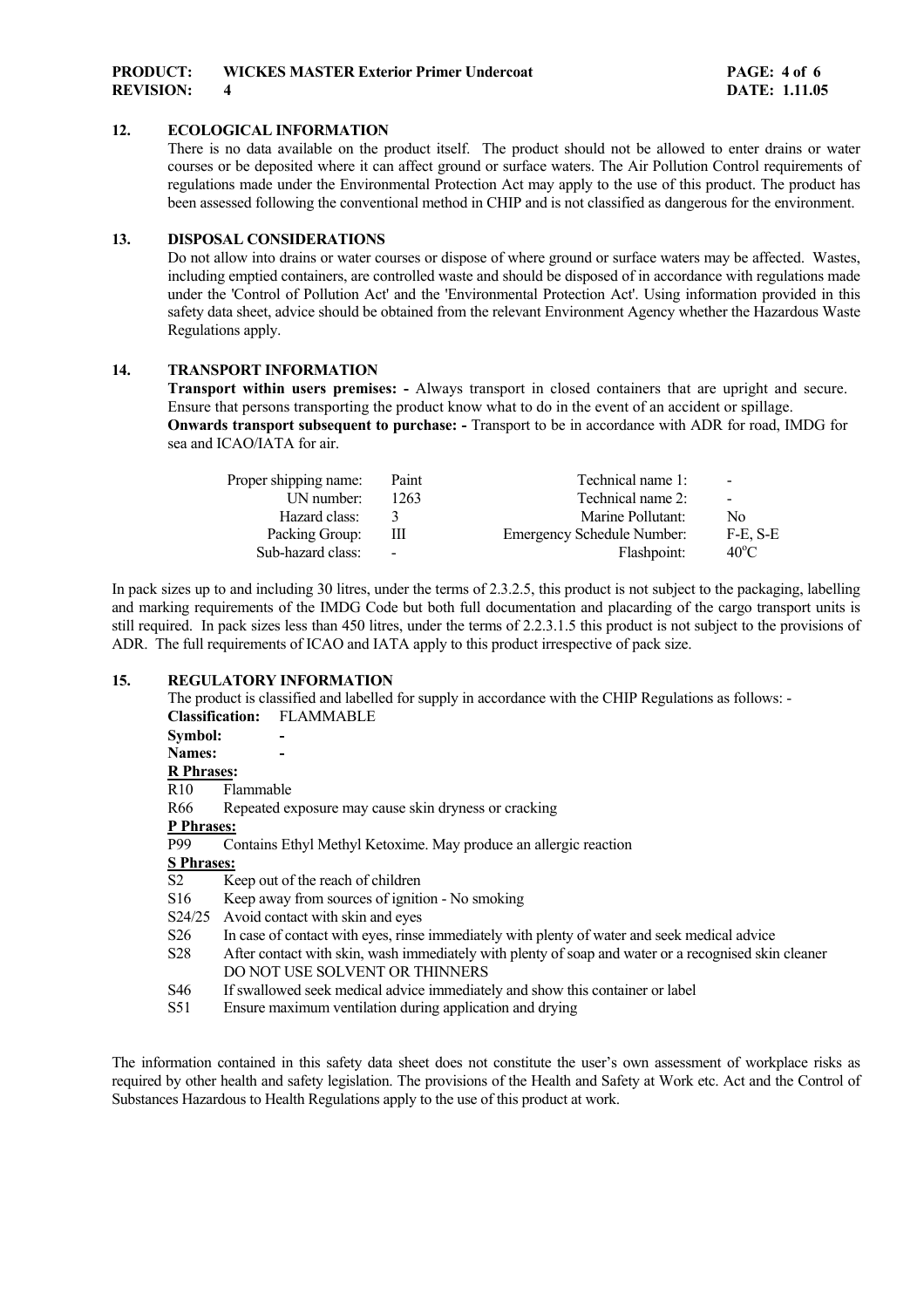## 12. ECOLOGICAL INFORMATION

There is no data available on the product itself. The product should not be allowed to enter drains or water courses or be deposited where it can affect ground or surface waters. The Air Pollution Control requirements of regulations made under the Environmental Protection Act may apply to the use of this product. The product has been assessed following the conventional method in CHIP and is not classified as dangerous for the environment.

## 13. DISPOSAL CONSIDERATIONS

Do not allow into drains or water courses or dispose of where ground or surface waters may be affected. Wastes, including emptied containers, are controlled waste and should be disposed of in accordance with regulations made under the 'Control of Pollution Act' and the 'Environmental Protection Act'. Using information provided in this safety data sheet, advice should be obtained from the relevant Environment Agency whether the Hazardous Waste Regulations apply.

## 14. TRANSPORT INFORMATION

**Transport within users premises: -** Always transport in closed containers that are upright and secure. Ensure that persons transporting the product know what to do in the event of an accident or spillage.
**Onwards transport subsequent to purchase: -** Transport to be in accordance with ADR for road, IMDG for sea and ICAO/IATA for air.

| | | | |
|---|---|---|---|
| Proper shipping name: | Paint | Technical name 1: | - |
| UN number: | 1263 | Technical name 2: | - |
| Hazard class: | 3 | Marine Pollutant: | No |
| Packing Group: | III | Emergency Schedule Number: | F-E, S-E |
| Sub-hazard class: | - | Flashpoint: | 40°C |

In pack sizes up to and including 30 litres, under the terms of 2.3.2.5, this product is not subject to the packaging, labelling and marking requirements of the IMDG Code but both full documentation and placarding of the cargo transport units is still required. In pack sizes less than 450 litres, under the terms of 2.2.3.1.5 this product is not subject to the provisions of ADR. The full requirements of ICAO and IATA apply to this product irrespective of pack size.

## 15. REGULATORY INFORMATION

The product is classified and labelled for supply in accordance with the CHIP Regulations as follows: -

**Classification:** FLAMMABLE

**Symbol:** -

**Names:** -

**R Phrases:**

R10 Flammable

R66 Repeated exposure may cause skin dryness or cracking

**P Phrases:**

P99 Contains Ethyl Methyl Ketoxime. May produce an allergic reaction

**S Phrases:**

S2 Keep out of the reach of children

S16 Keep away from sources of ignition - No smoking

S24/25 Avoid contact with skin and eyes

S26 In case of contact with eyes, rinse immediately with plenty of water and seek medical advice

S28 After contact with skin, wash immediately with plenty of soap and water or a recognised skin cleaner DO NOT USE SOLVENT OR THINNERS

S46 If swallowed seek medical advice immediately and show this container or label

S51 Ensure maximum ventilation during application and drying

The information contained in this safety data sheet does not constitute the user's own assessment of workplace risks as required by other health and safety legislation. The provisions of the Health and Safety at Work etc. Act and the Control of Substances Hazardous to Health Regulations apply to the use of this product at work.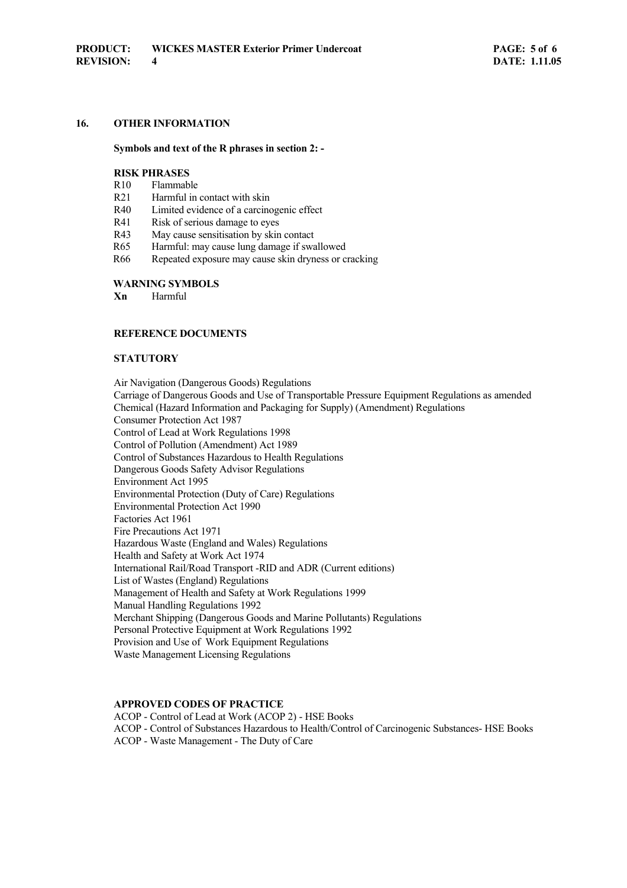## 16. OTHER INFORMATION

**Symbols and text of the R phrases in section 2: -**

**RISK PHRASES**

R10 Flammable
R21 Harmful in contact with skin
R40 Limited evidence of a carcinogenic effect
R41 Risk of serious damage to eyes
R43 May cause sensitisation by skin contact
R65 Harmful: may cause lung damage if swallowed
R66 Repeated exposure may cause skin dryness or cracking

**WARNING SYMBOLS**

**Xn** Harmful

**REFERENCE DOCUMENTS**

**STATUTORY**

Air Navigation (Dangerous Goods) Regulations
Carriage of Dangerous Goods and Use of Transportable Pressure Equipment Regulations as amended
Chemical (Hazard Information and Packaging for Supply) (Amendment) Regulations
Consumer Protection Act 1987
Control of Lead at Work Regulations 1998
Control of Pollution (Amendment) Act 1989
Control of Substances Hazardous to Health Regulations
Dangerous Goods Safety Advisor Regulations
Environment Act 1995
Environmental Protection (Duty of Care) Regulations
Environmental Protection Act 1990
Factories Act 1961
Fire Precautions Act 1971
Hazardous Waste (England and Wales) Regulations
Health and Safety at Work Act 1974
International Rail/Road Transport -RID and ADR (Current editions)
List of Wastes (England) Regulations
Management of Health and Safety at Work Regulations 1999
Manual Handling Regulations 1992
Merchant Shipping (Dangerous Goods and Marine Pollutants) Regulations
Personal Protective Equipment at Work Regulations 1992
Provision and Use of Work Equipment Regulations
Waste Management Licensing Regulations

**APPROVED CODES OF PRACTICE**

ACOP - Control of Lead at Work (ACOP 2) - HSE Books
ACOP - Control of Substances Hazardous to Health/Control of Carcinogenic Substances- HSE Books
ACOP - Waste Management - The Duty of Care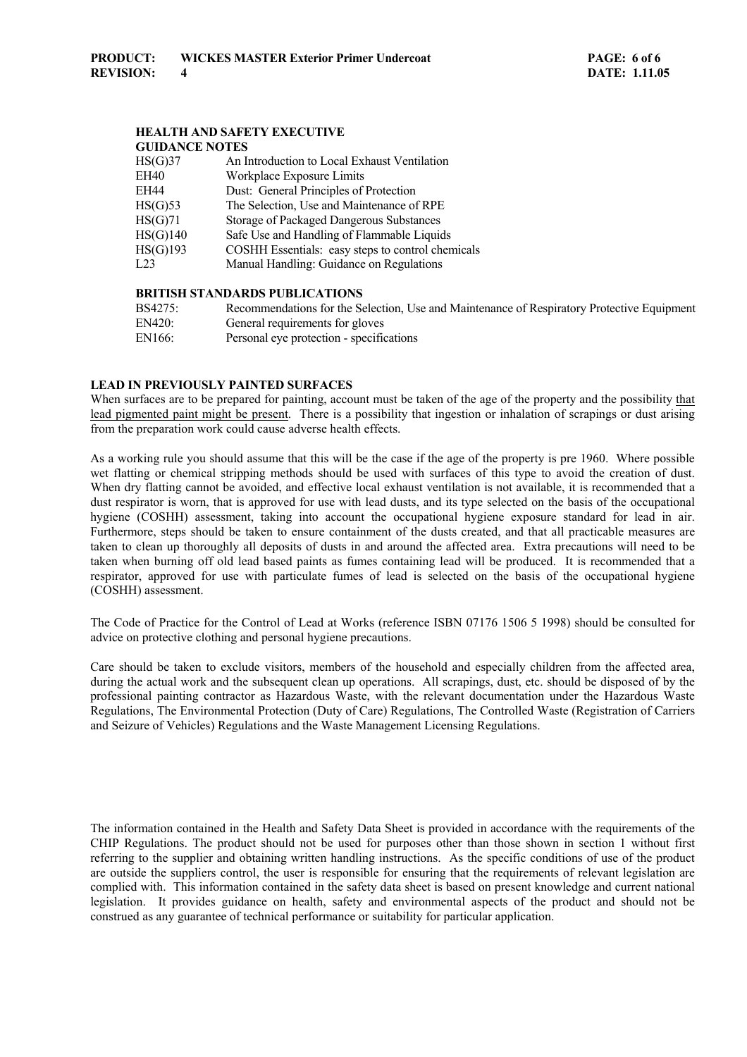**HEALTH AND SAFETY EXECUTIVE**
**GUIDANCE NOTES**

| | |
|---|---|
| HS(G)37 | An Introduction to Local Exhaust Ventilation |
| EH40 | Workplace Exposure Limits |
| EH44 | Dust: General Principles of Protection |
| HS(G)53 | The Selection, Use and Maintenance of RPE |
| HS(G)71 | Storage of Packaged Dangerous Substances |
| HS(G)140 | Safe Use and Handling of Flammable Liquids |
| HS(G)193 | COSHH Essentials: easy steps to control chemicals |
| L23 | Manual Handling: Guidance on Regulations |

**BRITISH STANDARDS PUBLICATIONS**

| | |
|---|---|
| BS4275: | Recommendations for the Selection, Use and Maintenance of Respiratory Protective Equipment |
| EN420: | General requirements for gloves |
| EN166: | Personal eye protection - specifications |

**LEAD IN PREVIOUSLY PAINTED SURFACES**

When surfaces are to be prepared for painting, account must be taken of the age of the property and the possibility that lead pigmented paint might be present. There is a possibility that ingestion or inhalation of scrapings or dust arising from the preparation work could cause adverse health effects.

As a working rule you should assume that this will be the case if the age of the property is pre 1960. Where possible wet flatting or chemical stripping methods should be used with surfaces of this type to avoid the creation of dust. When dry flatting cannot be avoided, and effective local exhaust ventilation is not available, it is recommended that a dust respirator is worn, that is approved for use with lead dusts, and its type selected on the basis of the occupational hygiene (COSHH) assessment, taking into account the occupational hygiene exposure standard for lead in air. Furthermore, steps should be taken to ensure containment of the dusts created, and that all practicable measures are taken to clean up thoroughly all deposits of dusts in and around the affected area. Extra precautions will need to be taken when burning off old lead based paints as fumes containing lead will be produced. It is recommended that a respirator, approved for use with particulate fumes of lead is selected on the basis of the occupational hygiene (COSHH) assessment.

The Code of Practice for the Control of Lead at Works (reference ISBN 07176 1506 5 1998) should be consulted for advice on protective clothing and personal hygiene precautions.

Care should be taken to exclude visitors, members of the household and especially children from the affected area, during the actual work and the subsequent clean up operations. All scrapings, dust, etc. should be disposed of by the professional painting contractor as Hazardous Waste, with the relevant documentation under the Hazardous Waste Regulations, The Environmental Protection (Duty of Care) Regulations, The Controlled Waste (Registration of Carriers and Seizure of Vehicles) Regulations and the Waste Management Licensing Regulations.

The information contained in the Health and Safety Data Sheet is provided in accordance with the requirements of the CHIP Regulations. The product should not be used for purposes other than those shown in section 1 without first referring to the supplier and obtaining written handling instructions. As the specific conditions of use of the product are outside the suppliers control, the user is responsible for ensuring that the requirements of relevant legislation are complied with. This information contained in the safety data sheet is based on present knowledge and current national legislation. It provides guidance on health, safety and environmental aspects of the product and should not be construed as any guarantee of technical performance or suitability for particular application.